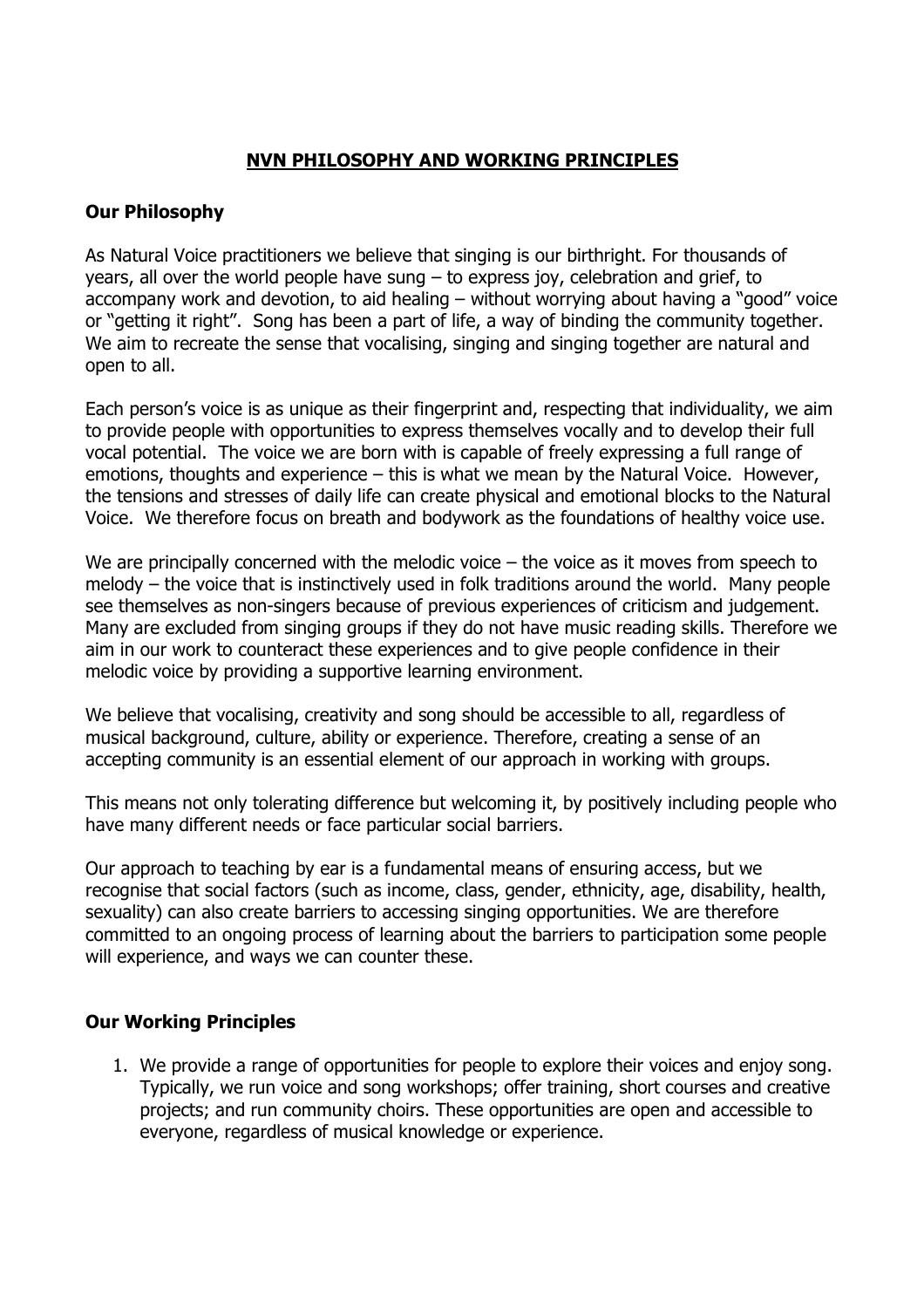# NVN PHILOSOPHY AND WORKING PRINCIPLES

## Our Philosophy

As Natural Voice practitioners we believe that singing is our birthright. For thousands of years, all over the world people have sung – to express joy, celebration and grief, to accompany work and devotion, to aid healing – without worrying about having a "good" voice or "getting it right". Song has been a part of life, a way of binding the community together. We aim to recreate the sense that vocalising, singing and singing together are natural and open to all.

Each person's voice is as unique as their fingerprint and, respecting that individuality, we aim to provide people with opportunities to express themselves vocally and to develop their full vocal potential. The voice we are born with is capable of freely expressing a full range of emotions, thoughts and experience – this is what we mean by the Natural Voice. However, the tensions and stresses of daily life can create physical and emotional blocks to the Natural Voice. We therefore focus on breath and bodywork as the foundations of healthy voice use.

We are principally concerned with the melodic voice – the voice as it moves from speech to melody – the voice that is instinctively used in folk traditions around the world. Many people see themselves as non-singers because of previous experiences of criticism and judgement. Many are excluded from singing groups if they do not have music reading skills. Therefore we aim in our work to counteract these experiences and to give people confidence in their melodic voice by providing a supportive learning environment.

We believe that vocalising, creativity and song should be accessible to all, regardless of musical background, culture, ability or experience. Therefore, creating a sense of an accepting community is an essential element of our approach in working with groups.

This means not only tolerating difference but welcoming it, by positively including people who have many different needs or face particular social barriers.

Our approach to teaching by ear is a fundamental means of ensuring access, but we recognise that social factors (such as income, class, gender, ethnicity, age, disability, health, sexuality) can also create barriers to accessing singing opportunities. We are therefore committed to an ongoing process of learning about the barriers to participation some people will experience, and ways we can counter these.

## Our Working Principles

1. We provide a range of opportunities for people to explore their voices and enjoy song. Typically, we run voice and song workshops; offer training, short courses and creative projects; and run community choirs. These opportunities are open and accessible to everyone, regardless of musical knowledge or experience.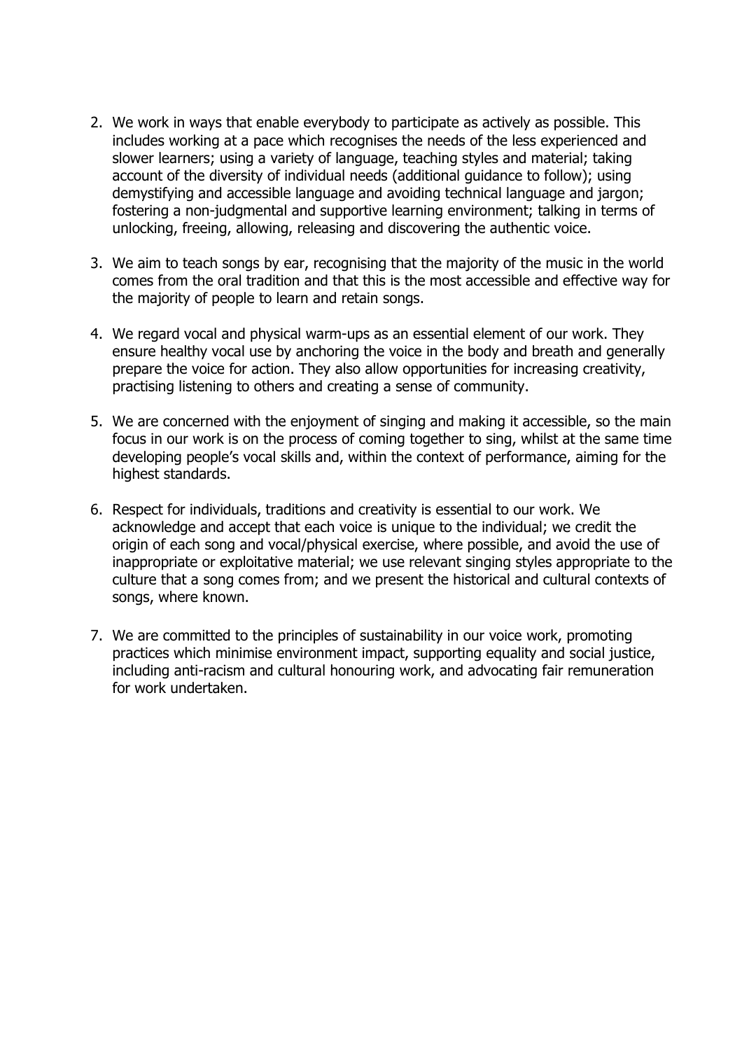2. We work in ways that enable everybody to participate as actively as possible. This includes working at a pace which recognises the needs of the less experienced and slower learners; using a variety of language, teaching styles and material; taking account of the diversity of individual needs (additional guidance to follow); using demystifying and accessible language and avoiding technical language and jargon; fostering a non-judgmental and supportive learning environment; talking in terms of unlocking, freeing, allowing, releasing and discovering the authentic voice.

3. We aim to teach songs by ear, recognising that the majority of the music in the world comes from the oral tradition and that this is the most accessible and effective way for the majority of people to learn and retain songs.

4. We regard vocal and physical warm-ups as an essential element of our work. They ensure healthy vocal use by anchoring the voice in the body and breath and generally prepare the voice for action. They also allow opportunities for increasing creativity, practising listening to others and creating a sense of community.

5. We are concerned with the enjoyment of singing and making it accessible, so the main focus in our work is on the process of coming together to sing, whilst at the same time developing people's vocal skills and, within the context of performance, aiming for the highest standards.

6. Respect for individuals, traditions and creativity is essential to our work. We acknowledge and accept that each voice is unique to the individual; we credit the origin of each song and vocal/physical exercise, where possible, and avoid the use of inappropriate or exploitative material; we use relevant singing styles appropriate to the culture that a song comes from; and we present the historical and cultural contexts of songs, where known.

7. We are committed to the principles of sustainability in our voice work, promoting practices which minimise environment impact, supporting equality and social justice, including anti-racism and cultural honouring work, and advocating fair remuneration for work undertaken.